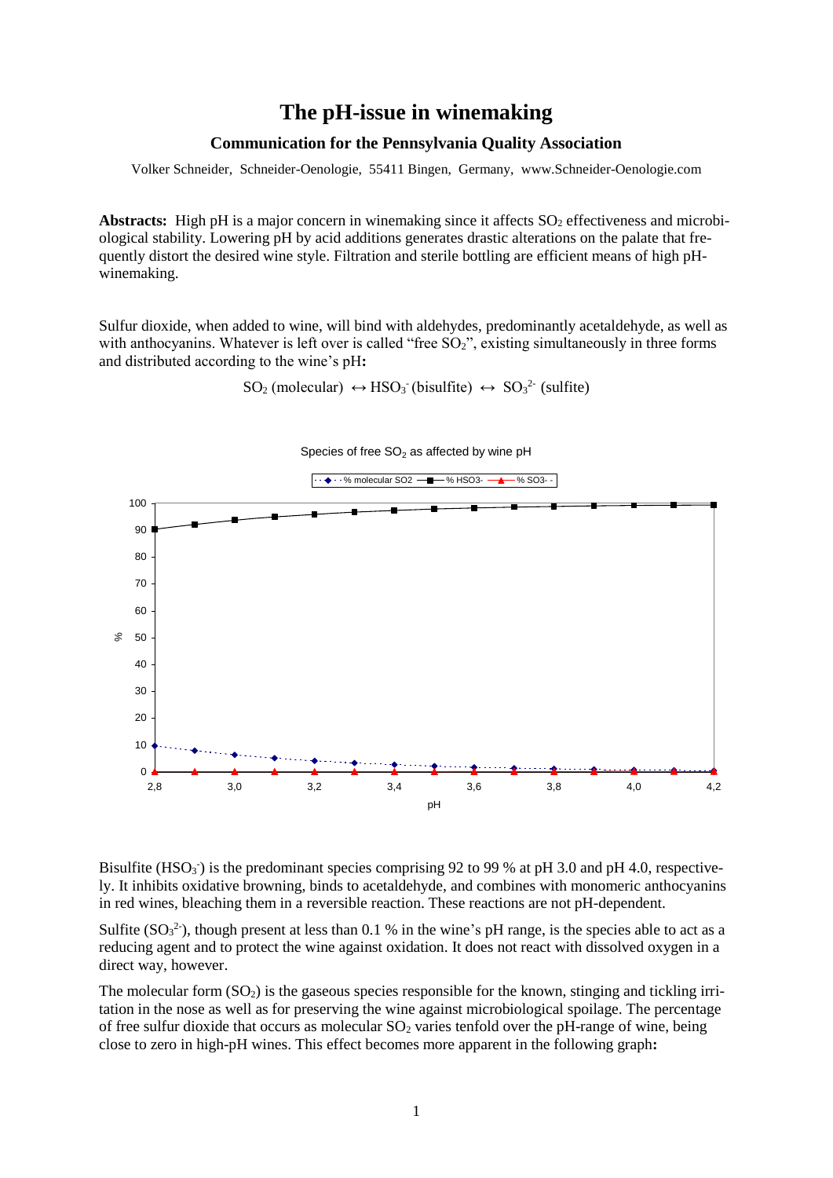# The pH-issue in winemaking

### Communication for the Pennsylvania Quality Association

Volker Schneider, Schneider-Oenologie, 55411 Bingen, Germany, www.Schneider-Oenologie.com

**Abstracts:** High pH is a major concern in winemaking since it affects $SO_2$ effectiveness and microbiological stability. Lowering pH by acid additions generates drastic alterations on the palate that frequently distort the desired wine style. Filtration and sterile bottling are efficient means of high pH-winemaking.

Sulfur dioxide, when added to wine, will bind with aldehydes, predominantly acetaldehyde, as well as with anthocyanins. Whatever is left over is called "free $SO_2$", existing simultaneously in three forms and distributed according to the wine's pH**:**

$$SO_2 \text{ (molecular)} \leftrightarrow HSO_3^- \text{(bisulfite)} \leftrightarrow SO_3^{2-} \text{ (sulfite)}$$

Species of free $SO_2$ as affected by wine pH

Bisulfite ($HSO_3^-$) is the predominant species comprising 92 to 99 % at pH 3.0 and pH 4.0, respectively. It inhibits oxidative browning, binds to acetaldehyde, and combines with monomeric anthocyanins in red wines, bleaching them in a reversible reaction. These reactions are not pH-dependent.

Sulfite ($SO_3^{2-}$), though present at less than 0.1 % in the wine's pH range, is the species able to act as a reducing agent and to protect the wine against oxidation. It does not react with dissolved oxygen in a direct way, however.

The molecular form ($SO_2$) is the gaseous species responsible for the known, stinging and tickling irritation in the nose as well as for preserving the wine against microbiological spoilage. The percentage of free sulfur dioxide that occurs as molecular $SO_2$ varies tenfold over the pH-range of wine, being close to zero in high-pH wines. This effect becomes more apparent in the following graph**:**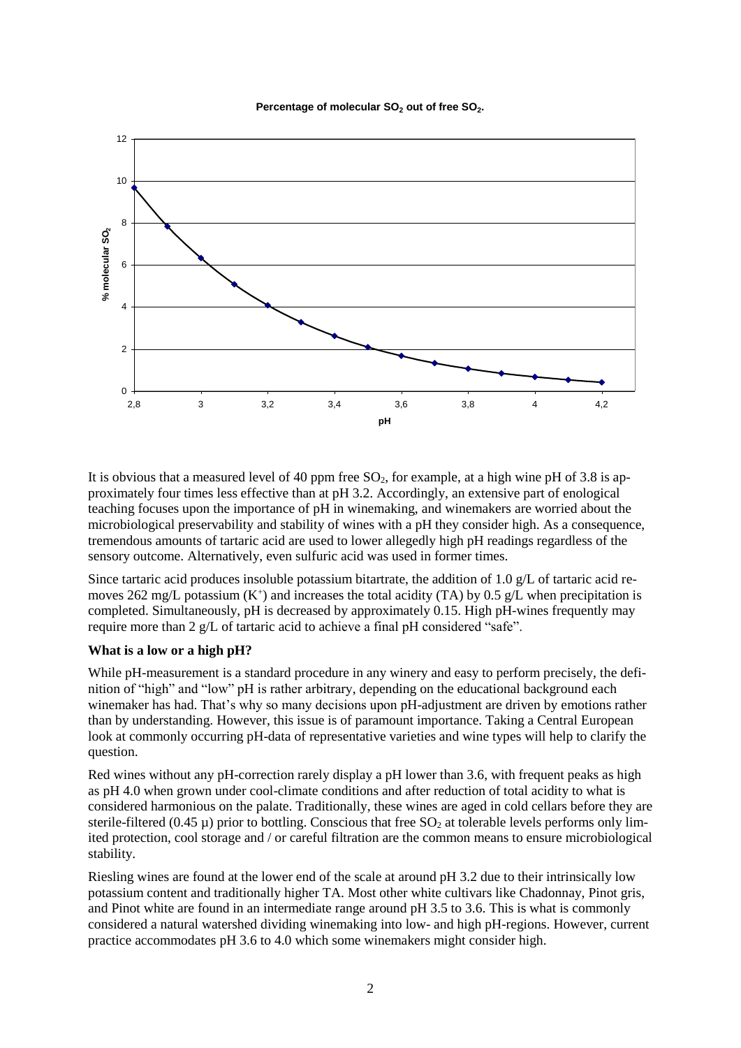**Percentage of molecular $SO_2$ out of free $SO_2$.**

It is obvious that a measured level of 40 ppm free $SO_2$, for example, at a high wine pH of 3.8 is approximately four times less effective than at pH 3.2. Accordingly, an extensive part of enological teaching focuses upon the importance of pH in winemaking, and winemakers are worried about the microbiological preservability and stability of wines with a pH they consider high. As a consequence, tremendous amounts of tartaric acid are used to lower allegedly high pH readings regardless of the sensory outcome. Alternatively, even sulfuric acid was used in former times.

Since tartaric acid produces insoluble potassium bitartrate, the addition of 1.0 g/L of tartaric acid removes 262 mg/L potassium ($K^+$) and increases the total acidity (TA) by 0.5 g/L when precipitation is completed. Simultaneously, pH is decreased by approximately 0.15. High pH-wines frequently may require more than 2 g/L of tartaric acid to achieve a final pH considered "safe".

**What is a low or a high pH?**

While pH-measurement is a standard procedure in any winery and easy to perform precisely, the definition of "high" and "low" pH is rather arbitrary, depending on the educational background each winemaker has had. That's why so many decisions upon pH-adjustment are driven by emotions rather than by understanding. However, this issue is of paramount importance. Taking a Central European look at commonly occurring pH-data of representative varieties and wine types will help to clarify the question.

Red wines without any pH-correction rarely display a pH lower than 3.6, with frequent peaks as high as pH 4.0 when grown under cool-climate conditions and after reduction of total acidity to what is considered harmonious on the palate. Traditionally, these wines are aged in cold cellars before they are sterile-filtered (0.45 µ) prior to bottling. Conscious that free $SO_2$ at tolerable levels performs only limited protection, cool storage and / or careful filtration are the common means to ensure microbiological stability.

Riesling wines are found at the lower end of the scale at around pH 3.2 due to their intrinsically low potassium content and traditionally higher TA. Most other white cultivars like Chadonnay, Pinot gris, and Pinot white are found in an intermediate range around pH 3.5 to 3.6. This is what is commonly considered a natural watershed dividing winemaking into low- and high pH-regions. However, current practice accommodates pH 3.6 to 4.0 which some winemakers might consider high.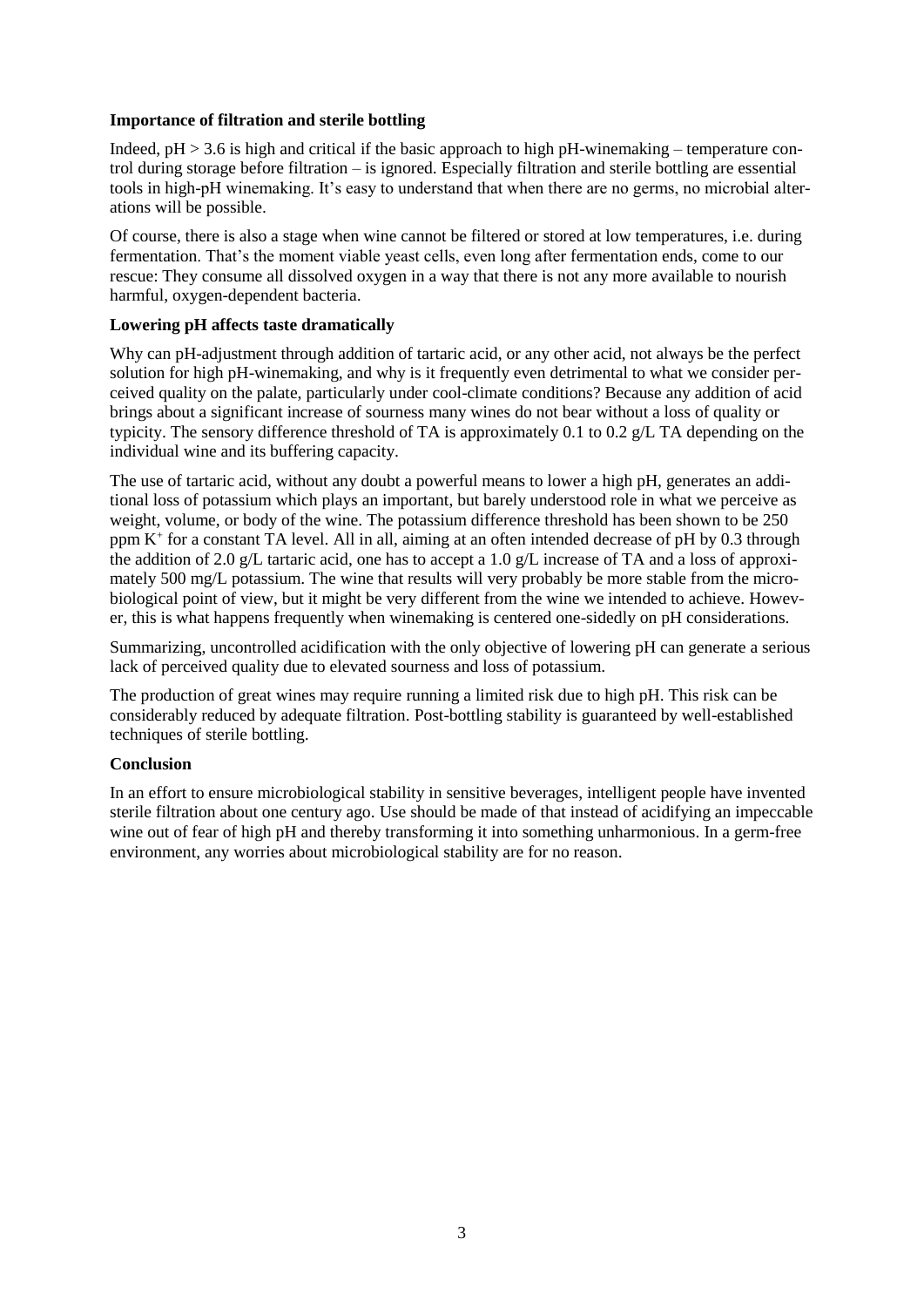**Importance of filtration and sterile bottling**

Indeed, pH > 3.6 is high and critical if the basic approach to high pH-winemaking – temperature control during storage before filtration – is ignored. Especially filtration and sterile bottling are essential tools in high-pH winemaking. It's easy to understand that when there are no germs, no microbial alterations will be possible.

Of course, there is also a stage when wine cannot be filtered or stored at low temperatures, i.e. during fermentation. That's the moment viable yeast cells, even long after fermentation ends, come to our rescue: They consume all dissolved oxygen in a way that there is not any more available to nourish harmful, oxygen-dependent bacteria.

**Lowering pH affects taste dramatically**

Why can pH-adjustment through addition of tartaric acid, or any other acid, not always be the perfect solution for high pH-winemaking, and why is it frequently even detrimental to what we consider perceived quality on the palate, particularly under cool-climate conditions? Because any addition of acid brings about a significant increase of sourness many wines do not bear without a loss of quality or typicity. The sensory difference threshold of TA is approximately 0.1 to 0.2 g/L TA depending on the individual wine and its buffering capacity.

The use of tartaric acid, without any doubt a powerful means to lower a high pH, generates an additional loss of potassium which plays an important, but barely understood role in what we perceive as weight, volume, or body of the wine. The potassium difference threshold has been shown to be 250 ppm $K^+$ for a constant TA level. All in all, aiming at an often intended decrease of pH by 0.3 through the addition of 2.0 g/L tartaric acid, one has to accept a 1.0 g/L increase of TA and a loss of approximately 500 mg/L potassium. The wine that results will very probably be more stable from the microbiological point of view, but it might be very different from the wine we intended to achieve. However, this is what happens frequently when winemaking is centered one-sidedly on pH considerations.

Summarizing, uncontrolled acidification with the only objective of lowering pH can generate a serious lack of perceived quality due to elevated sourness and loss of potassium.

The production of great wines may require running a limited risk due to high pH. This risk can be considerably reduced by adequate filtration. Post-bottling stability is guaranteed by well-established techniques of sterile bottling.

**Conclusion**

In an effort to ensure microbiological stability in sensitive beverages, intelligent people have invented sterile filtration about one century ago. Use should be made of that instead of acidifying an impeccable wine out of fear of high pH and thereby transforming it into something unharmonious. In a germ-free environment, any worries about microbiological stability are for no reason.